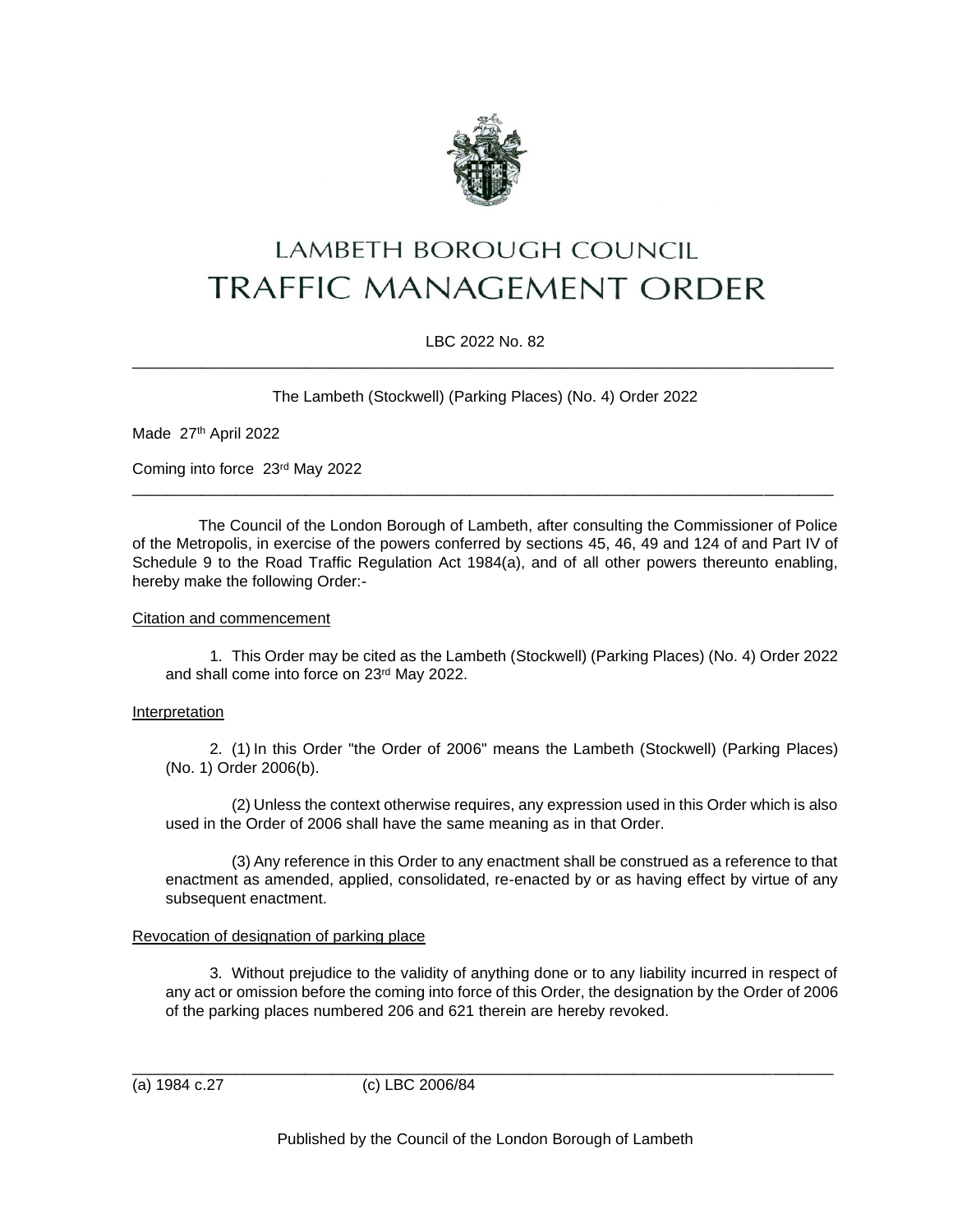# LAMBETH BOROUGH COUNCIL
# TRAFFIC MANAGEMENT ORDER

LBC 2022 No. 82

---

The Lambeth (Stockwell) (Parking Places) (No. 4) Order 2022

Made 27th April 2022

Coming into force 23rd May 2022

---

The Council of the London Borough of Lambeth, after consulting the Commissioner of Police of the Metropolis, in exercise of the powers conferred by sections 45, 46, 49 and 124 of and Part IV of Schedule 9 to the Road Traffic Regulation Act 1984(a), and of all other powers thereunto enabling, hereby make the following Order:-

Citation and commencement

1. This Order may be cited as the Lambeth (Stockwell) (Parking Places) (No. 4) Order 2022 and shall come into force on 23rd May 2022.

Interpretation

2. (1) In this Order "the Order of 2006" means the Lambeth (Stockwell) (Parking Places) (No. 1) Order 2006(b).

(2) Unless the context otherwise requires, any expression used in this Order which is also used in the Order of 2006 shall have the same meaning as in that Order.

(3) Any reference in this Order to any enactment shall be construed as a reference to that enactment as amended, applied, consolidated, re-enacted by or as having effect by virtue of any subsequent enactment.

Revocation of designation of parking place

3. Without prejudice to the validity of anything done or to any liability incurred in respect of any act or omission before the coming into force of this Order, the designation by the Order of 2006 of the parking places numbered 206 and 621 therein are hereby revoked.

---

(a) 1984 c.27 (c) LBC 2006/84

Published by the Council of the London Borough of Lambeth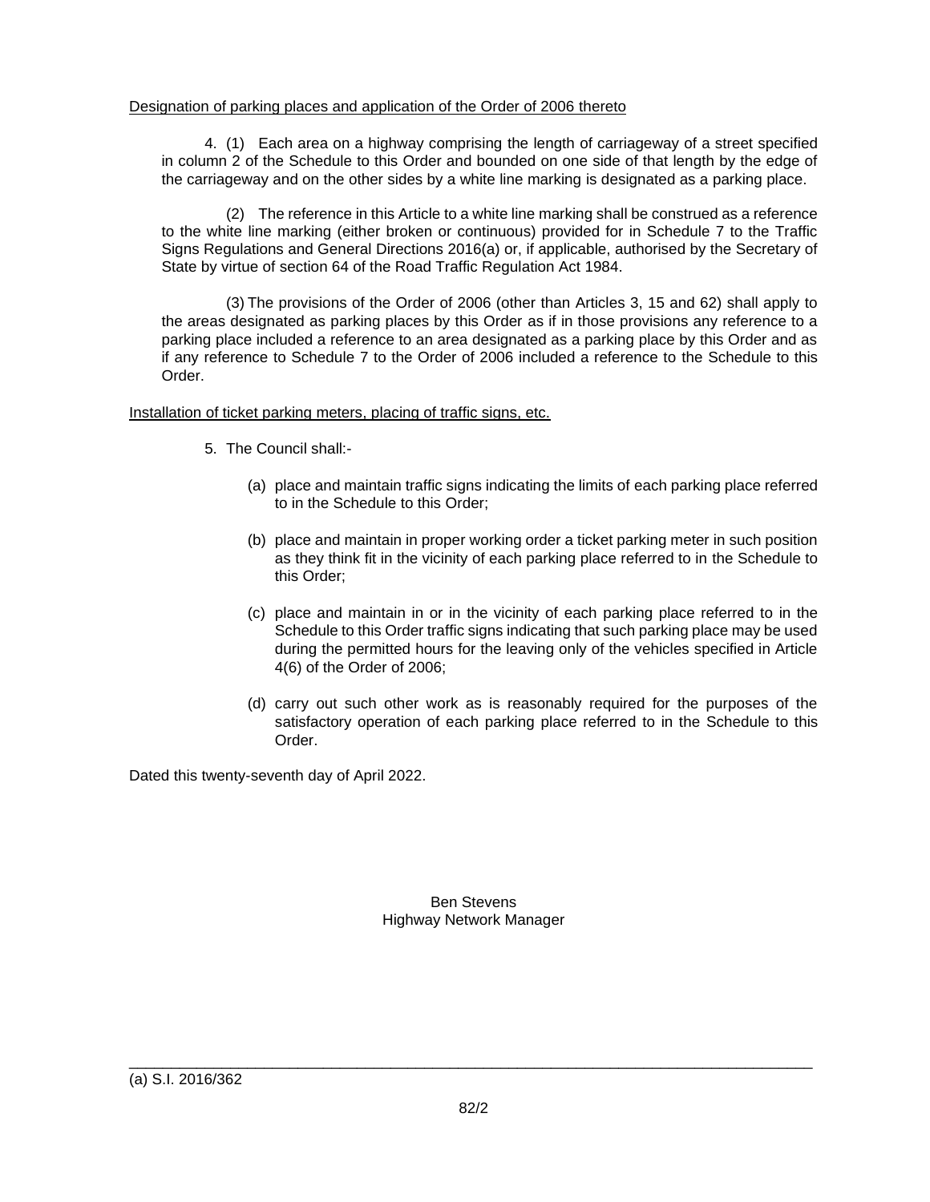Designation of parking places and application of the Order of 2006 thereto

4. (1) Each area on a highway comprising the length of carriageway of a street specified in column 2 of the Schedule to this Order and bounded on one side of that length by the edge of the carriageway and on the other sides by a white line marking is designated as a parking place.

(2) The reference in this Article to a white line marking shall be construed as a reference to the white line marking (either broken or continuous) provided for in Schedule 7 to the Traffic Signs Regulations and General Directions 2016(a) or, if applicable, authorised by the Secretary of State by virtue of section 64 of the Road Traffic Regulation Act 1984.

(3) The provisions of the Order of 2006 (other than Articles 3, 15 and 62) shall apply to the areas designated as parking places by this Order as if in those provisions any reference to a parking place included a reference to an area designated as a parking place by this Order and as if any reference to Schedule 7 to the Order of 2006 included a reference to the Schedule to this Order.

Installation of ticket parking meters, placing of traffic signs, etc.

5. The Council shall:-

(a) place and maintain traffic signs indicating the limits of each parking place referred to in the Schedule to this Order;

(b) place and maintain in proper working order a ticket parking meter in such position as they think fit in the vicinity of each parking place referred to in the Schedule to this Order;

(c) place and maintain in or in the vicinity of each parking place referred to in the Schedule to this Order traffic signs indicating that such parking place may be used during the permitted hours for the leaving only of the vehicles specified in Article 4(6) of the Order of 2006;

(d) carry out such other work as is reasonably required for the purposes of the satisfactory operation of each parking place referred to in the Schedule to this Order.

Dated this twenty-seventh day of April 2022.

Ben Stevens
Highway Network Manager

---

(a) S.I. 2016/362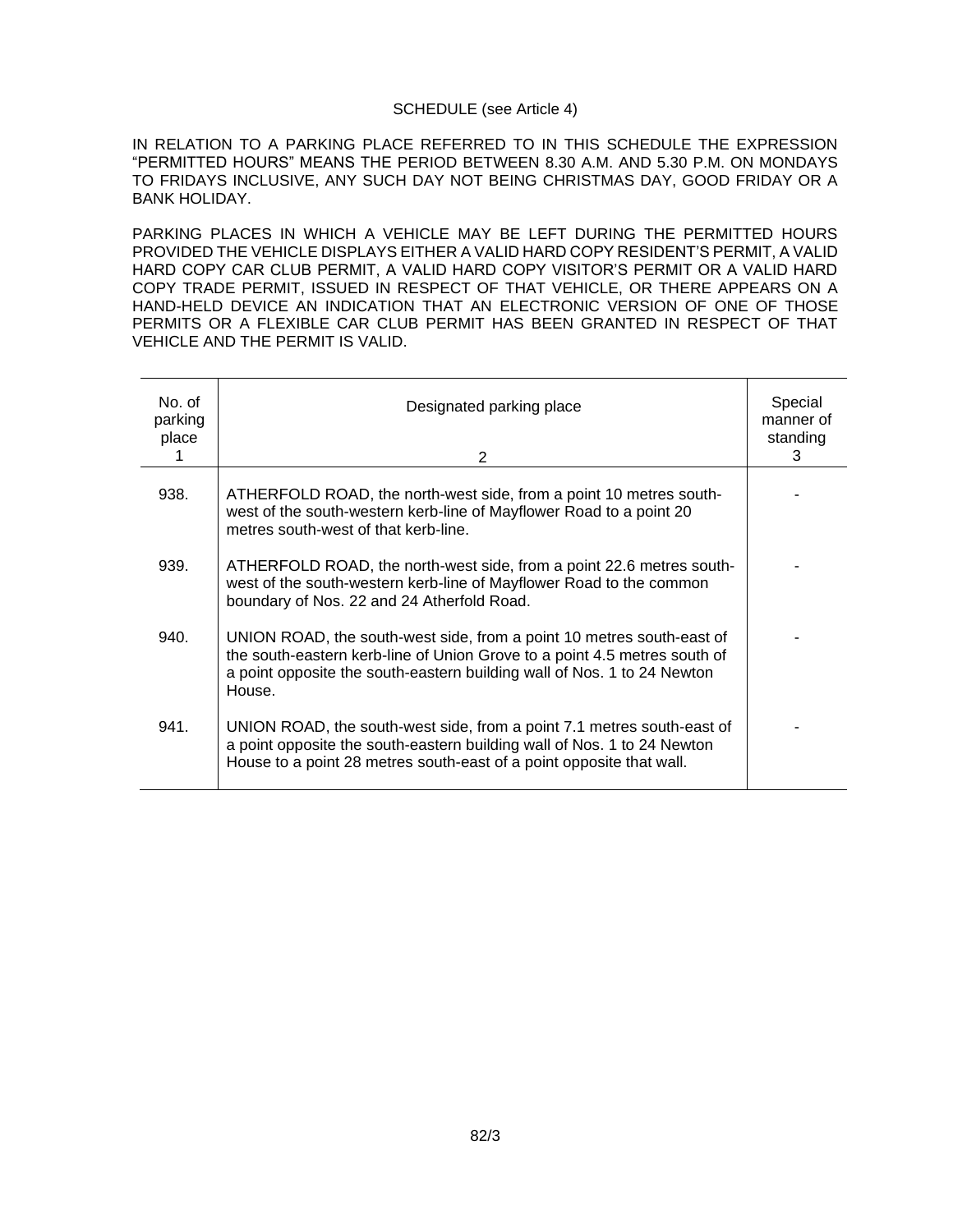SCHEDULE (see Article 4)

IN RELATION TO A PARKING PLACE REFERRED TO IN THIS SCHEDULE THE EXPRESSION "PERMITTED HOURS" MEANS THE PERIOD BETWEEN 8.30 A.M. AND 5.30 P.M. ON MONDAYS TO FRIDAYS INCLUSIVE, ANY SUCH DAY NOT BEING CHRISTMAS DAY, GOOD FRIDAY OR A BANK HOLIDAY.

PARKING PLACES IN WHICH A VEHICLE MAY BE LEFT DURING THE PERMITTED HOURS PROVIDED THE VEHICLE DISPLAYS EITHER A VALID HARD COPY RESIDENT'S PERMIT, A VALID HARD COPY CAR CLUB PERMIT, A VALID HARD COPY VISITOR'S PERMIT OR A VALID HARD COPY TRADE PERMIT, ISSUED IN RESPECT OF THAT VEHICLE, OR THERE APPEARS ON A HAND-HELD DEVICE AN INDICATION THAT AN ELECTRONIC VERSION OF ONE OF THOSE PERMITS OR A FLEXIBLE CAR CLUB PERMIT HAS BEEN GRANTED IN RESPECT OF THAT VEHICLE AND THE PERMIT IS VALID.

| No. of parking place 1 | Designated parking place 2 | Special manner of standing 3 |
|---|---|---|
| 938. | ATHERFOLD ROAD, the north-west side, from a point 10 metres south-west of the south-western kerb-line of Mayflower Road to a point 20 metres south-west of that kerb-line. | - |
| 939. | ATHERFOLD ROAD, the north-west side, from a point 22.6 metres south-west of the south-western kerb-line of Mayflower Road to the common boundary of Nos. 22 and 24 Atherfold Road. | - |
| 940. | UNION ROAD, the south-west side, from a point 10 metres south-east of the south-eastern kerb-line of Union Grove to a point 4.5 metres south of a point opposite the south-eastern building wall of Nos. 1 to 24 Newton House. | - |
| 941. | UNION ROAD, the south-west side, from a point 7.1 metres south-east of a point opposite the south-eastern building wall of Nos. 1 to 24 Newton House to a point 28 metres south-east of a point opposite that wall. | - |